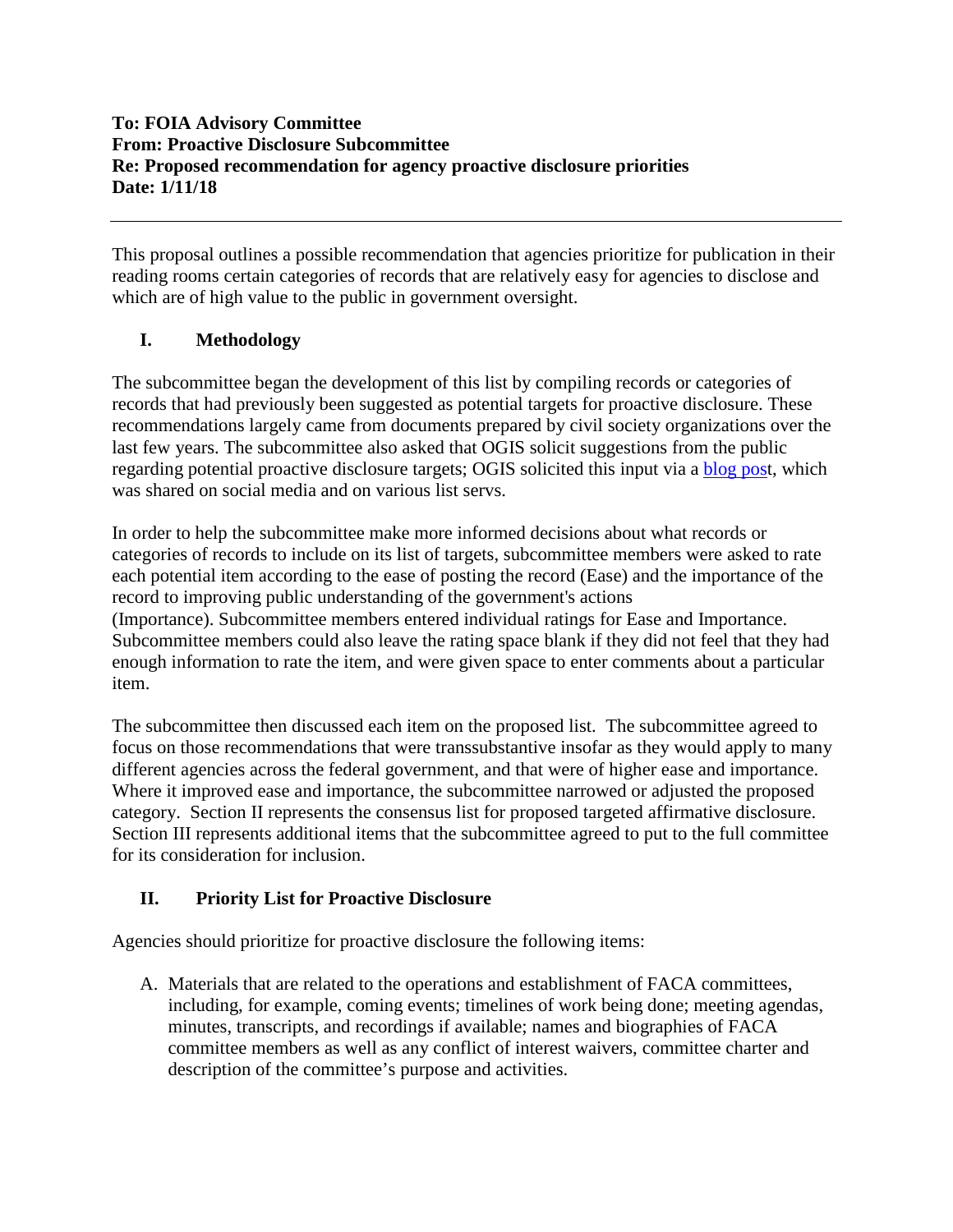**To: FOIA Advisory Committee**
**From: Proactive Disclosure Subcommittee**
**Re: Proposed recommendation for agency proactive disclosure priorities**
**Date: 1/11/18**

---

This proposal outlines a possible recommendation that agencies prioritize for publication in their reading rooms certain categories of records that are relatively easy for agencies to disclose and which are of high value to the public in government oversight.

## I. Methodology

The subcommittee began the development of this list by compiling records or categories of records that had previously been suggested as potential targets for proactive disclosure. These recommendations largely came from documents prepared by civil society organizations over the last few years. The subcommittee also asked that OGIS solicit suggestions from the public regarding potential proactive disclosure targets; OGIS solicited this input via a blog post, which was shared on social media and on various list servs.

In order to help the subcommittee make more informed decisions about what records or categories of records to include on its list of targets, subcommittee members were asked to rate each potential item according to the ease of posting the record (Ease) and the importance of the record to improving public understanding of the government's actions (Importance). Subcommittee members entered individual ratings for Ease and Importance. Subcommittee members could also leave the rating space blank if they did not feel that they had enough information to rate the item, and were given space to enter comments about a particular item.

The subcommittee then discussed each item on the proposed list. The subcommittee agreed to focus on those recommendations that were transsubstantive insofar as they would apply to many different agencies across the federal government, and that were of higher ease and importance. Where it improved ease and importance, the subcommittee narrowed or adjusted the proposed category. Section II represents the consensus list for proposed targeted affirmative disclosure. Section III represents additional items that the subcommittee agreed to put to the full committee for its consideration for inclusion.

## II. Priority List for Proactive Disclosure

Agencies should prioritize for proactive disclosure the following items:

A. Materials that are related to the operations and establishment of FACA committees, including, for example, coming events; timelines of work being done; meeting agendas, minutes, transcripts, and recordings if available; names and biographies of FACA committee members as well as any conflict of interest waivers, committee charter and description of the committee's purpose and activities.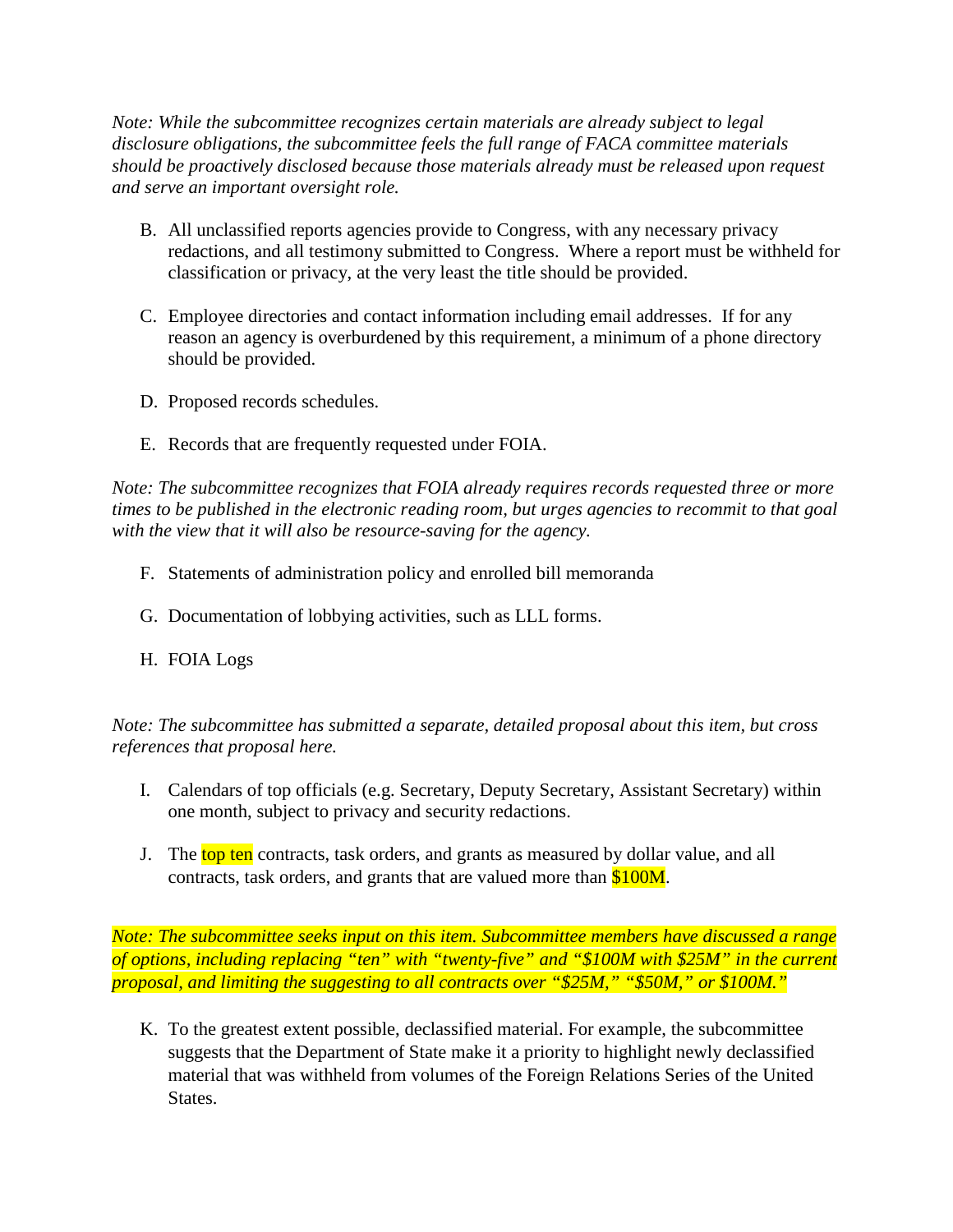*Note: While the subcommittee recognizes certain materials are already subject to legal disclosure obligations, the subcommittee feels the full range of FACA committee materials should be proactively disclosed because those materials already must be released upon request and serve an important oversight role.*

B. All unclassified reports agencies provide to Congress, with any necessary privacy redactions, and all testimony submitted to Congress. Where a report must be withheld for classification or privacy, at the very least the title should be provided.

C. Employee directories and contact information including email addresses. If for any reason an agency is overburdened by this requirement, a minimum of a phone directory should be provided.

D. Proposed records schedules.

E. Records that are frequently requested under FOIA.

*Note: The subcommittee recognizes that FOIA already requires records requested three or more times to be published in the electronic reading room, but urges agencies to recommit to that goal with the view that it will also be resource-saving for the agency.*

F. Statements of administration policy and enrolled bill memoranda

G. Documentation of lobbying activities, such as LLL forms.

H. FOIA Logs

*Note: The subcommittee has submitted a separate, detailed proposal about this item, but cross references that proposal here.*

I. Calendars of top officials (e.g. Secretary, Deputy Secretary, Assistant Secretary) within one month, subject to privacy and security redactions.

J. The top ten contracts, task orders, and grants as measured by dollar value, and all contracts, task orders, and grants that are valued more than $100M.

*Note: The subcommittee seeks input on this item. Subcommittee members have discussed a range of options, including replacing "ten" with "twenty-five" and "$100M with $25M" in the current proposal, and limiting the suggesting to all contracts over "$25M," "$50M," or $100M."*

K. To the greatest extent possible, declassified material. For example, the subcommittee suggests that the Department of State make it a priority to highlight newly declassified material that was withheld from volumes of the Foreign Relations Series of the United States.